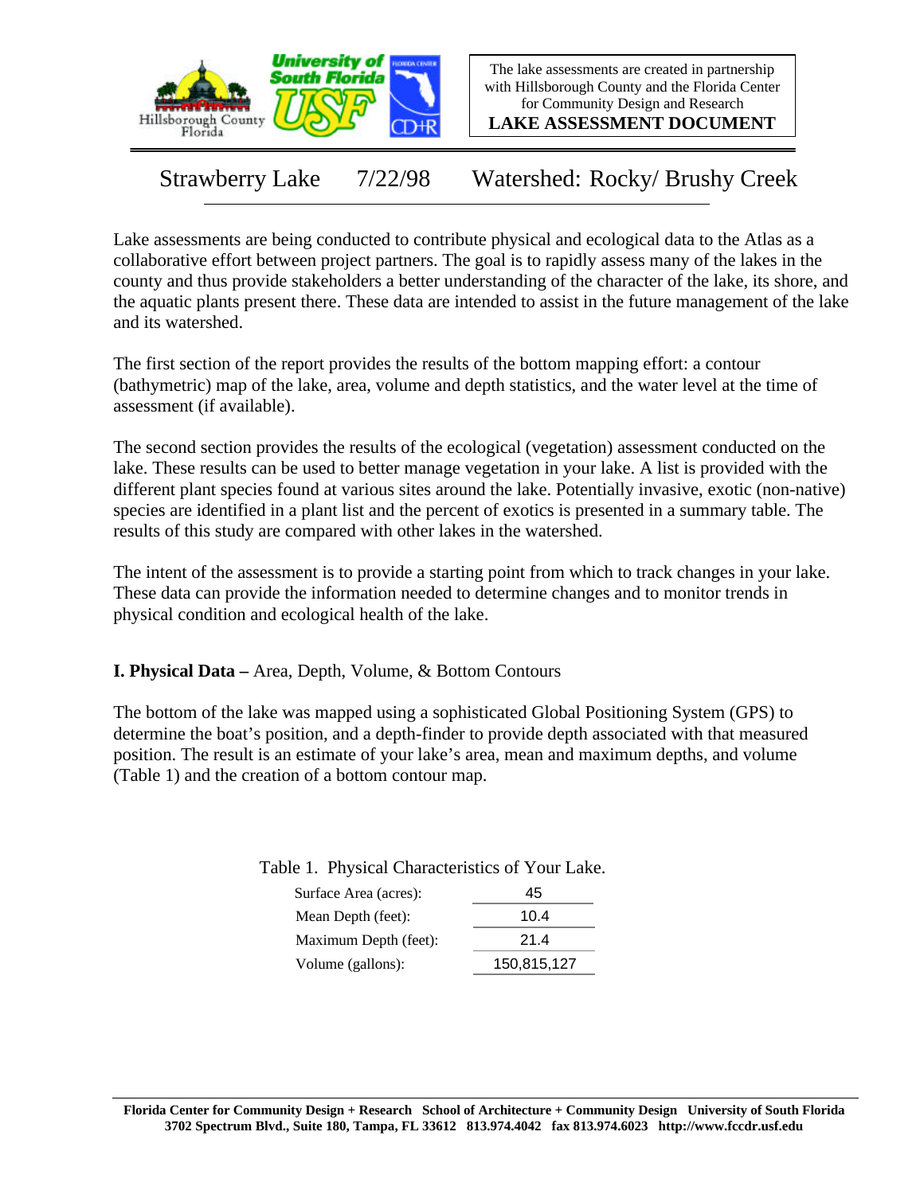The lake assessments are created in partnership with Hillsborough County and the Florida Center for Community Design and Research

**LAKE ASSESSMENT DOCUMENT**

# Strawberry Lake 7/22/98 Watershed: Rocky/ Brushy Creek

Lake assessments are being conducted to contribute physical and ecological data to the Atlas as a collaborative effort between project partners. The goal is to rapidly assess many of the lakes in the county and thus provide stakeholders a better understanding of the character of the lake, its shore, and the aquatic plants present there. These data are intended to assist in the future management of the lake and its watershed.

The first section of the report provides the results of the bottom mapping effort: a contour (bathymetric) map of the lake, area, volume and depth statistics, and the water level at the time of assessment (if available).

The second section provides the results of the ecological (vegetation) assessment conducted on the lake. These results can be used to better manage vegetation in your lake. A list is provided with the different plant species found at various sites around the lake. Potentially invasive, exotic (non-native) species are identified in a plant list and the percent of exotics is presented in a summary table. The results of this study are compared with other lakes in the watershed.

The intent of the assessment is to provide a starting point from which to track changes in your lake. These data can provide the information needed to determine changes and to monitor trends in physical condition and ecological health of the lake.

## I. Physical Data – Area, Depth, Volume, & Bottom Contours

The bottom of the lake was mapped using a sophisticated Global Positioning System (GPS) to determine the boat's position, and a depth-finder to provide depth associated with that measured position. The result is an estimate of your lake's area, mean and maximum depths, and volume (Table 1) and the creation of a bottom contour map.

Table 1. Physical Characteristics of Your Lake.

| | |
|---|---|
| Surface Area (acres): | 45 |
| Mean Depth (feet): | 10.4 |
| Maximum Depth (feet): | 21.4 |
| Volume (gallons): | 150,815,127 |

**Florida Center for Community Design + Research School of Architecture + Community Design University of South Florida 3702 Spectrum Blvd., Suite 180, Tampa, FL 33612 813.974.4042 fax 813.974.6023 http://www.fccdr.usf.edu**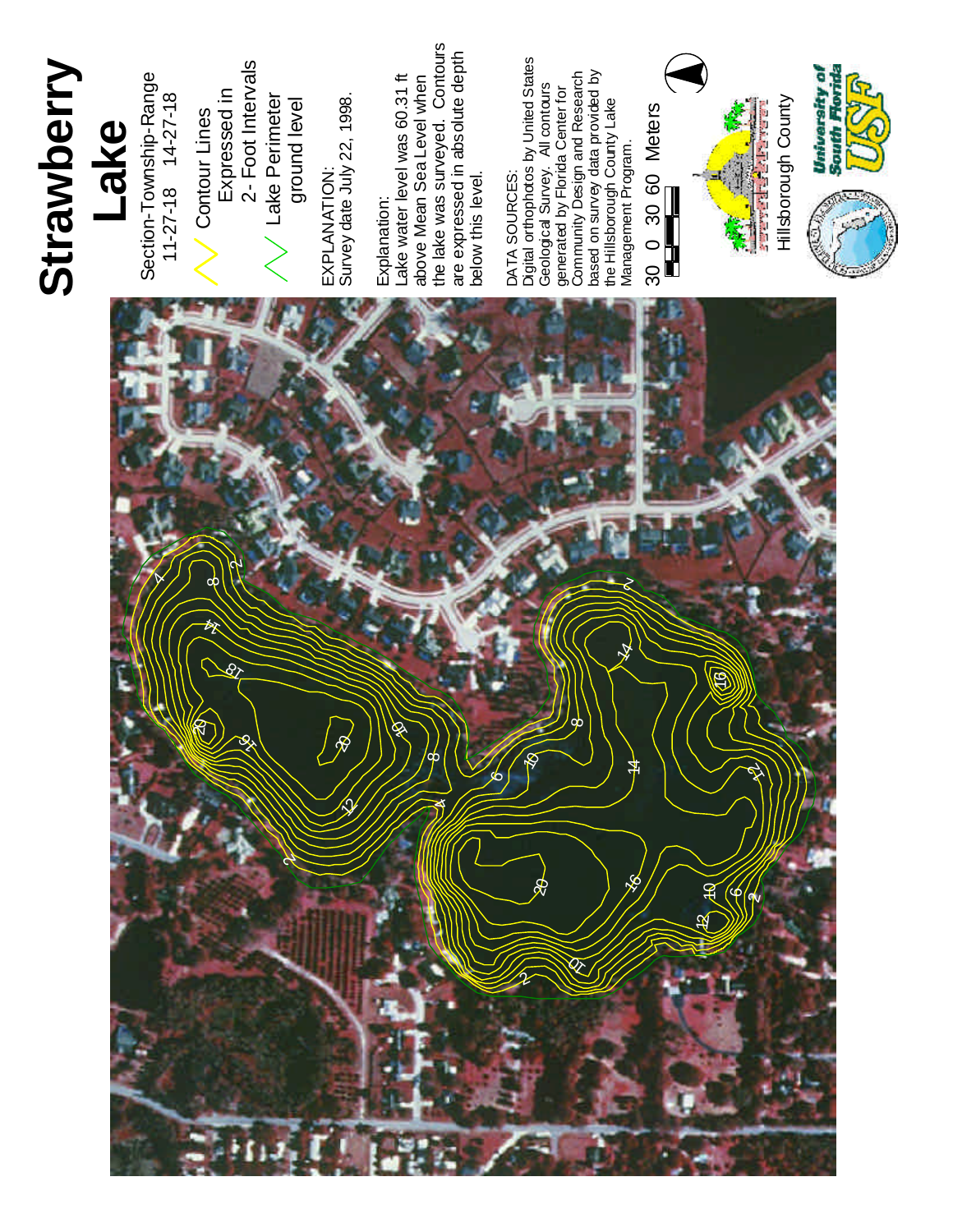# Strawberry Lake

Section-Township-Range
11-27-18 14-27-18

Contour Lines Expressed in 2- Foot Intervals

Lake Perimeter ground level

EXPLANATION:
Survey date July 22, 1998.

Explanation:
Lake water level was 60.31 ft above Mean Sea Level when the lake was surveyed. Contours are expressed in absolute depth below this level.

DATA SOURCES:
Digital orthophotos by United States Geological Survey. All contours generated by Florida Center for Community Design and Research based on survey data provided by the Hillsborough County Lake Management Program.

30 0 30 60 Meters

Hillsborough County

University of South Florida USF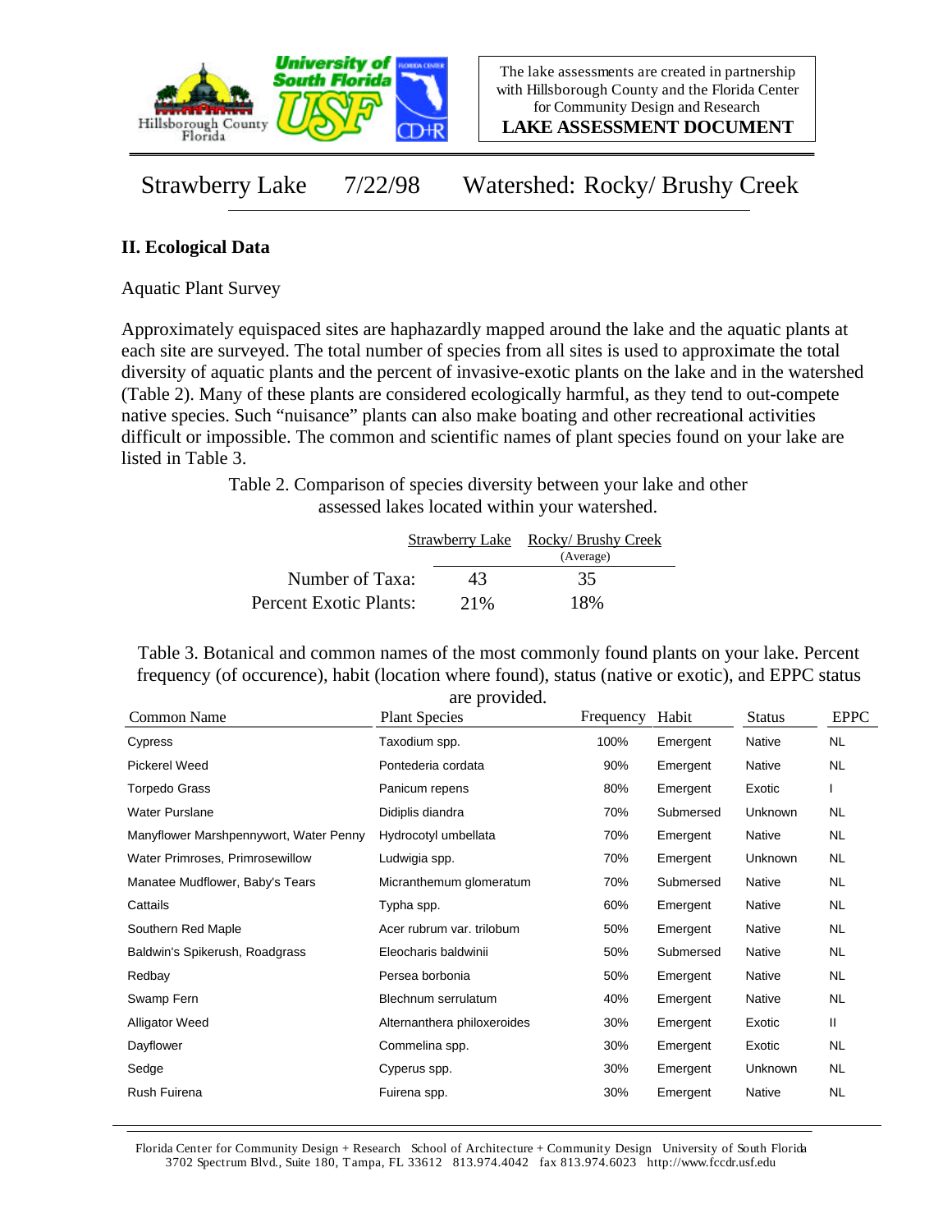Strawberry Lake 7/22/98 Watershed: Rocky/ Brushy Creek

## II. Ecological Data

Aquatic Plant Survey

Approximately equispaced sites are haphazardly mapped around the lake and the aquatic plants at each site are surveyed. The total number of species from all sites is used to approximate the total diversity of aquatic plants and the percent of invasive-exotic plants on the lake and in the watershed (Table 2). Many of these plants are considered ecologically harmful, as they tend to out-compete native species. Such "nuisance" plants can also make boating and other recreational activities difficult or impossible. The common and scientific names of plant species found on your lake are listed in Table 3.

Table 2. Comparison of species diversity between your lake and other assessed lakes located within your watershed.

| | Strawberry Lake | Rocky/ Brushy Creek (Average) |
|---|---|---|
| Number of Taxa: | 43 | 35 |
| Percent Exotic Plants: | 21% | 18% |

Table 3. Botanical and common names of the most commonly found plants on your lake. Percent frequency (of occurence), habit (location where found), status (native or exotic), and EPPC status are provided.

| Common Name | Plant Species | Frequency | Habit | Status | EPPC |
|---|---|---|---|---|---|
| Cypress | Taxodium spp. | 100% | Emergent | Native | NL |
| Pickerel Weed | Pontederia cordata | 90% | Emergent | Native | NL |
| Torpedo Grass | Panicum repens | 80% | Emergent | Exotic | I |
| Water Purslane | Didiplis diandra | 70% | Submersed | Unknown | NL |
| Manyflower Marshpennywort, Water Penny | Hydrocotyl umbellata | 70% | Emergent | Native | NL |
| Water Primroses, Primrosewillow | Ludwigia spp. | 70% | Emergent | Unknown | NL |
| Manatee Mudflower, Baby's Tears | Micranthemum glomeratum | 70% | Submersed | Native | NL |
| Cattails | Typha spp. | 60% | Emergent | Native | NL |
| Southern Red Maple | Acer rubrum var. trilobum | 50% | Emergent | Native | NL |
| Baldwin's Spikerush, Roadgrass | Eleocharis baldwinii | 50% | Submersed | Native | NL |
| Redbay | Persea borbonia | 50% | Emergent | Native | NL |
| Swamp Fern | Blechnum serrulatum | 40% | Emergent | Native | NL |
| Alligator Weed | Alternanthera philoxeroides | 30% | Emergent | Exotic | II |
| Dayflower | Commelina spp. | 30% | Emergent | Exotic | NL |
| Sedge | Cyperus spp. | 30% | Emergent | Unknown | NL |
| Rush Fuirena | Fuirena spp. | 30% | Emergent | Native | NL |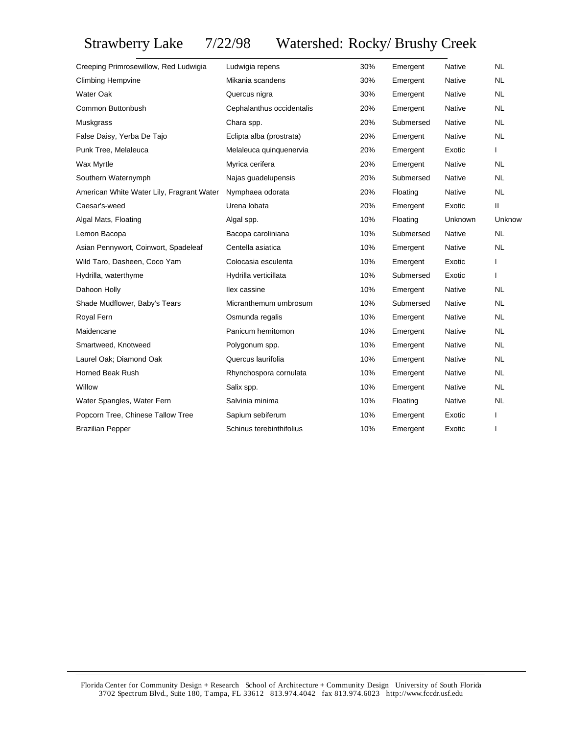# Strawberry Lake 7/22/98 Watershed: Rocky/ Brushy Creek

| | | | | | |
|---|---|---|---|---|---|
| Creeping Primrosewillow, Red Ludwigia | Ludwigia repens | 30% | Emergent | Native | NL |
| Climbing Hempvine | Mikania scandens | 30% | Emergent | Native | NL |
| Water Oak | Quercus nigra | 30% | Emergent | Native | NL |
| Common Buttonbush | Cephalanthus occidentalis | 20% | Emergent | Native | NL |
| Muskgrass | Chara spp. | 20% | Submersed | Native | NL |
| False Daisy, Yerba De Tajo | Eclipta alba (prostrata) | 20% | Emergent | Native | NL |
| Punk Tree, Melaleuca | Melaleuca quinquenervia | 20% | Emergent | Exotic | I |
| Wax Myrtle | Myrica cerifera | 20% | Emergent | Native | NL |
| Southern Waternymph | Najas guadelupensis | 20% | Submersed | Native | NL |
| American White Water Lily, Fragrant Water | Nymphaea odorata | 20% | Floating | Native | NL |
| Caesar's-weed | Urena lobata | 20% | Emergent | Exotic | II |
| Algal Mats, Floating | Algal spp. | 10% | Floating | Unknown | Unknow |
| Lemon Bacopa | Bacopa caroliniana | 10% | Submersed | Native | NL |
| Asian Pennywort, Coinwort, Spadeleaf | Centella asiatica | 10% | Emergent | Native | NL |
| Wild Taro, Dasheen, Coco Yam | Colocasia esculenta | 10% | Emergent | Exotic | I |
| Hydrilla, waterthyme | Hydrilla verticillata | 10% | Submersed | Exotic | I |
| Dahoon Holly | Ilex cassine | 10% | Emergent | Native | NL |
| Shade Mudflower, Baby's Tears | Micranthemum umbrosum | 10% | Submersed | Native | NL |
| Royal Fern | Osmunda regalis | 10% | Emergent | Native | NL |
| Maidencane | Panicum hemitomon | 10% | Emergent | Native | NL |
| Smartweed, Knotweed | Polygonum spp. | 10% | Emergent | Native | NL |
| Laurel Oak; Diamond Oak | Quercus laurifolia | 10% | Emergent | Native | NL |
| Horned Beak Rush | Rhynchospora cornulata | 10% | Emergent | Native | NL |
| Willow | Salix spp. | 10% | Emergent | Native | NL |
| Water Spangles, Water Fern | Salvinia minima | 10% | Floating | Native | NL |
| Popcorn Tree, Chinese Tallow Tree | Sapium sebiferum | 10% | Emergent | Exotic | I |
| Brazilian Pepper | Schinus terebinthifolius | 10% | Emergent | Exotic | I |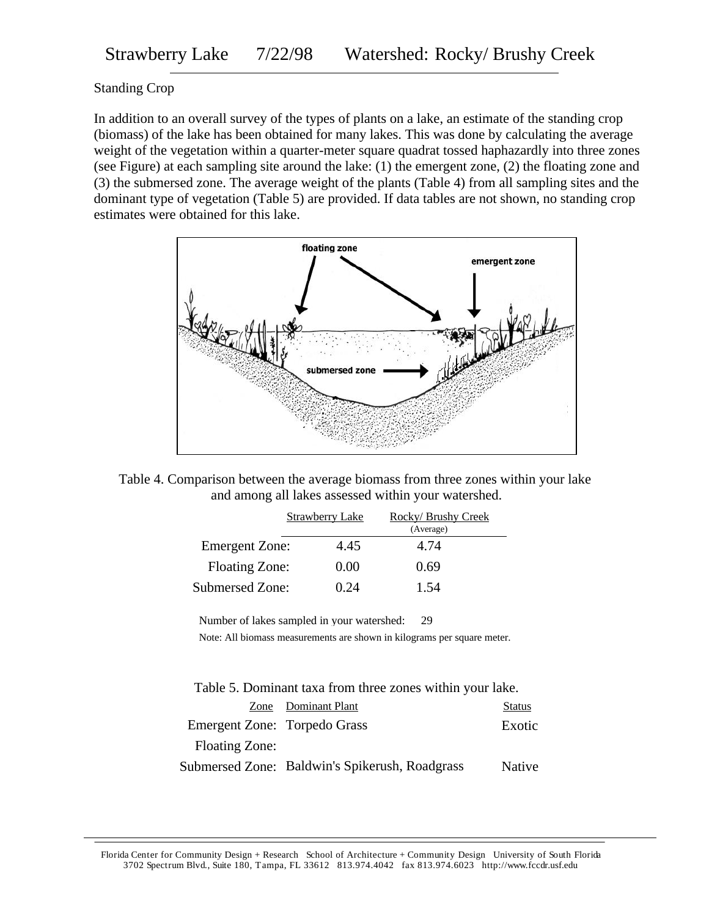# Strawberry Lake 7/22/98 Watershed: Rocky/ Brushy Creek

Standing Crop

In addition to an overall survey of the types of plants on a lake, an estimate of the standing crop (biomass) of the lake has been obtained for many lakes. This was done by calculating the average weight of the vegetation within a quarter-meter square quadrat tossed haphazardly into three zones (see Figure) at each sampling site around the lake: (1) the emergent zone, (2) the floating zone and (3) the submersed zone. The average weight of the plants (Table 4) from all sampling sites and the dominant type of vegetation (Table 5) are provided. If data tables are not shown, no standing crop estimates were obtained for this lake.

floating zone

emergent zone

submersed zone

Table 4. Comparison between the average biomass from three zones within your lake and among all lakes assessed within your watershed.

| | Strawberry Lake | Rocky/ Brushy Creek (Average) |
|---|---|---|
| Emergent Zone: | 4.45 | 4.74 |
| Floating Zone: | 0.00 | 0.69 |
| Submersed Zone: | 0.24 | 1.54 |

Number of lakes sampled in your watershed: 29

Note: All biomass measurements are shown in kilograms per square meter.

Table 5. Dominant taxa from three zones within your lake.

| Zone | Dominant Plant | Status |
|---|---|---|
| Emergent Zone: | Torpedo Grass | Exotic |
| Floating Zone: | | |
| Submersed Zone: | Baldwin's Spikerush, Roadgrass | Native |

Florida Center for Community Design + Research School of Architecture + Community Design University of South Florida
3702 Spectrum Blvd., Suite 180, Tampa, FL 33612 813.974.4042 fax 813.974.6023 http://www.fccdr.usf.edu